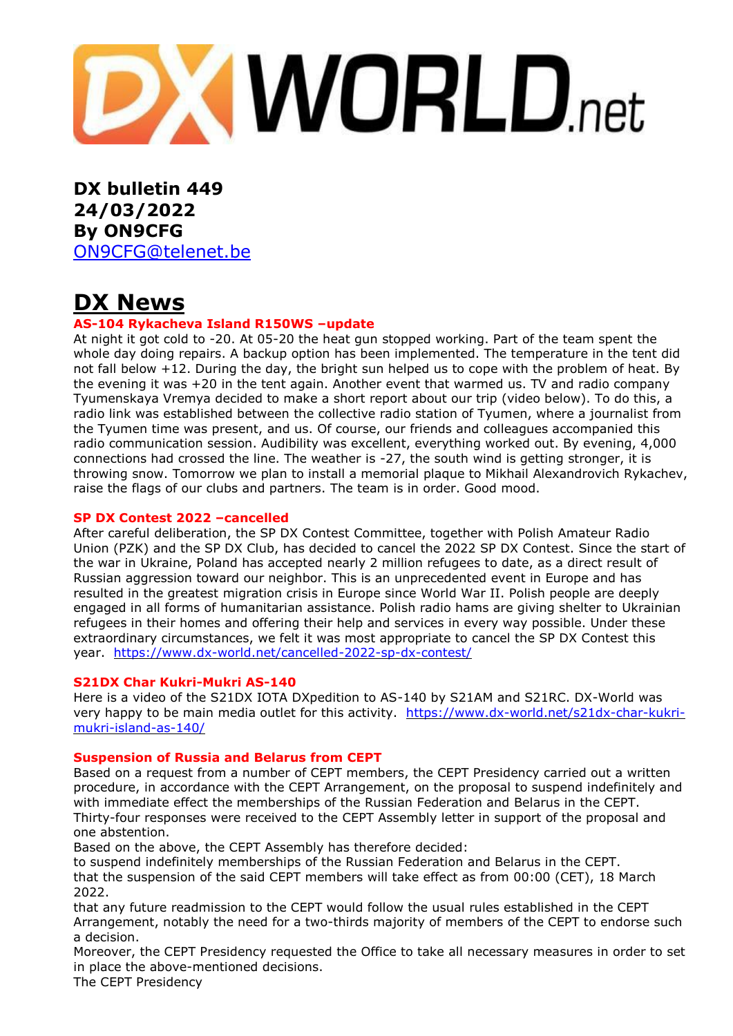**DX bulletin 449**
**24/03/2022**
**By ON9CFG**
ON9CFG@telenet.be

# DX News

### AS-104 Rykacheva Island R150WS –update

At night it got cold to -20. At 05-20 the heat gun stopped working. Part of the team spent the whole day doing repairs. A backup option has been implemented. The temperature in the tent did not fall below +12. During the day, the bright sun helped us to cope with the problem of heat. By the evening it was +20 in the tent again. Another event that warmed us. TV and radio company Tyumenskaya Vremya decided to make a short report about our trip (video below). To do this, a radio link was established between the collective radio station of Tyumen, where a journalist from the Tyumen time was present, and us. Of course, our friends and colleagues accompanied this radio communication session. Audibility was excellent, everything worked out. By evening, 4,000 connections had crossed the line. The weather is -27, the south wind is getting stronger, it is throwing snow. Tomorrow we plan to install a memorial plaque to Mikhail Alexandrovich Rykachev, raise the flags of our clubs and partners. The team is in order. Good mood.

### SP DX Contest 2022 –cancelled

After careful deliberation, the SP DX Contest Committee, together with Polish Amateur Radio Union (PZK) and the SP DX Club, has decided to cancel the 2022 SP DX Contest. Since the start of the war in Ukraine, Poland has accepted nearly 2 million refugees to date, as a direct result of Russian aggression toward our neighbor. This is an unprecedented event in Europe and has resulted in the greatest migration crisis in Europe since World War II. Polish people are deeply engaged in all forms of humanitarian assistance. Polish radio hams are giving shelter to Ukrainian refugees in their homes and offering their help and services in every way possible. Under these extraordinary circumstances, we felt it was most appropriate to cancel the SP DX Contest this year. https://www.dx-world.net/cancelled-2022-sp-dx-contest/

### S21DX Char Kukri-Mukri AS-140

Here is a video of the S21DX IOTA DXpedition to AS-140 by S21AM and S21RC. DX-World was very happy to be main media outlet for this activity. https://www.dx-world.net/s21dx-char-kukri-mukri-island-as-140/

### Suspension of Russia and Belarus from CEPT

Based on a request from a number of CEPT members, the CEPT Presidency carried out a written procedure, in accordance with the CEPT Arrangement, on the proposal to suspend indefinitely and with immediate effect the memberships of the Russian Federation and Belarus in the CEPT.
Thirty-four responses were received to the CEPT Assembly letter in support of the proposal and one abstention.
Based on the above, the CEPT Assembly has therefore decided:
to suspend indefinitely memberships of the Russian Federation and Belarus in the CEPT.
that the suspension of the said CEPT members will take effect as from 00:00 (CET), 18 March 2022.
that any future readmission to the CEPT would follow the usual rules established in the CEPT Arrangement, notably the need for a two-thirds majority of members of the CEPT to endorse such a decision.
Moreover, the CEPT Presidency requested the Office to take all necessary measures in order to set in place the above-mentioned decisions.
The CEPT Presidency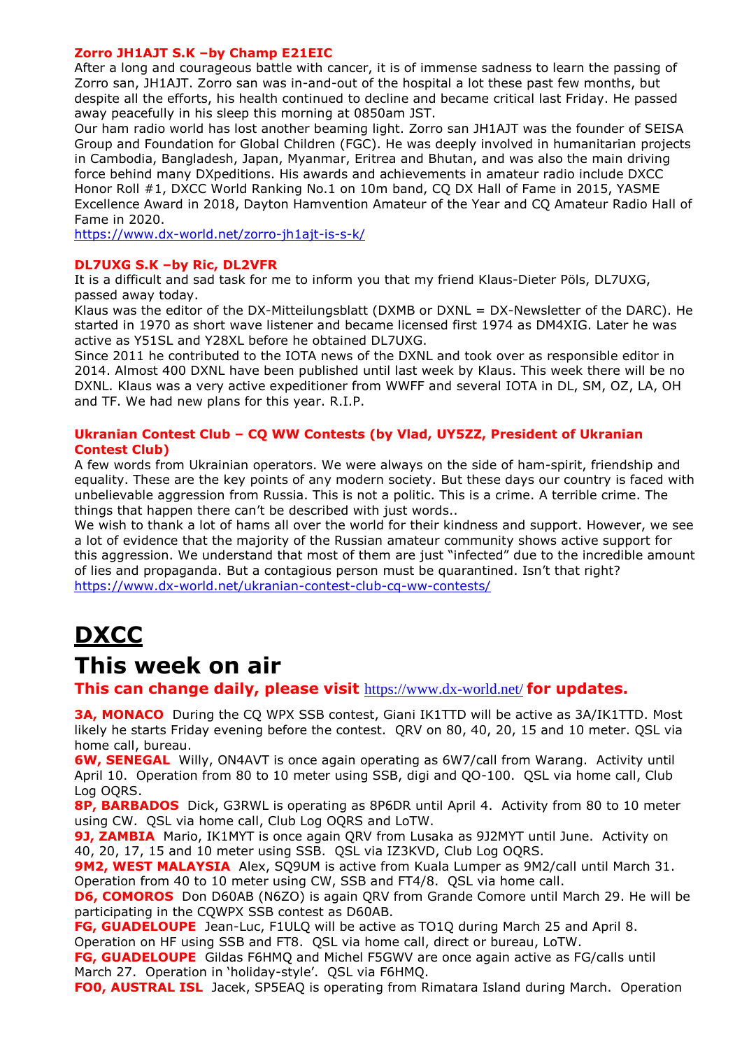**Zorro JH1AJT S.K –by Champ E21EIC**

After a long and courageous battle with cancer, it is of immense sadness to learn the passing of Zorro san, JH1AJT. Zorro san was in-and-out of the hospital a lot these past few months, but despite all the efforts, his health continued to decline and became critical last Friday. He passed away peacefully in his sleep this morning at 0850am JST.

Our ham radio world has lost another beaming light. Zorro san JH1AJT was the founder of SEISA Group and Foundation for Global Children (FGC). He was deeply involved in humanitarian projects in Cambodia, Bangladesh, Japan, Myanmar, Eritrea and Bhutan, and was also the main driving force behind many DXpeditions. His awards and achievements in amateur radio include DXCC Honor Roll #1, DXCC World Ranking No.1 on 10m band, CQ DX Hall of Fame in 2015, YASME Excellence Award in 2018, Dayton Hamvention Amateur of the Year and CQ Amateur Radio Hall of Fame in 2020.

https://www.dx-world.net/zorro-jh1ajt-is-s-k/

**DL7UXG S.K –by Ric, DL2VFR**

It is a difficult and sad task for me to inform you that my friend Klaus-Dieter Pöls, DL7UXG, passed away today.

Klaus was the editor of the DX-Mitteilungsblatt (DXMB or DXNL = DX-Newsletter of the DARC). He started in 1970 as short wave listener and became licensed first 1974 as DM4XIG. Later he was active as Y51SL and Y28XL before he obtained DL7UXG.

Since 2011 he contributed to the IOTA news of the DXNL and took over as responsible editor in 2014. Almost 400 DXNL have been published until last week by Klaus. This week there will be no DXNL. Klaus was a very active expeditioner from WWFF and several IOTA in DL, SM, OZ, LA, OH and TF. We had new plans for this year. R.I.P.

**Ukranian Contest Club – CQ WW Contests (by Vlad, UY5ZZ, President of Ukranian Contest Club)**

A few words from Ukrainian operators. We were always on the side of ham-spirit, friendship and equality. These are the key points of any modern society. But these days our country is faced with unbelievable aggression from Russia. This is not a politic. This is a crime. A terrible crime. The things that happen there can't be described with just words..

We wish to thank a lot of hams all over the world for their kindness and support. However, we see a lot of evidence that the majority of the Russian amateur community shows active support for this aggression. We understand that most of them are just "infected" due to the incredible amount of lies and propaganda. But a contagious person must be quarantined. Isn't that right?

https://www.dx-world.net/ukranian-contest-club-cq-ww-contests/

# DXCC

# This week on air

**This can change daily, please visit https://www.dx-world.net/ for updates.**

**3A, MONACO** During the CQ WPX SSB contest, Giani IK1TTD will be active as 3A/IK1TTD. Most likely he starts Friday evening before the contest. QRV on 80, 40, 20, 15 and 10 meter. QSL via home call, bureau.

**6W, SENEGAL** Willy, ON4AVT is once again operating as 6W7/call from Warang. Activity until April 10. Operation from 80 to 10 meter using SSB, digi and QO-100. QSL via home call, Club Log OQRS.

**8P, BARBADOS** Dick, G3RWL is operating as 8P6DR until April 4. Activity from 80 to 10 meter using CW. QSL via home call, Club Log OQRS and LoTW.

**9J, ZAMBIA** Mario, IK1MYT is once again QRV from Lusaka as 9J2MYT until June. Activity on 40, 20, 17, 15 and 10 meter using SSB. QSL via IZ3KVD, Club Log OQRS.

**9M2, WEST MALAYSIA** Alex, SQ9UM is active from Kuala Lumper as 9M2/call until March 31. Operation from 40 to 10 meter using CW, SSB and FT4/8. QSL via home call.

**D6, COMOROS** Don D60AB (N6ZO) is again QRV from Grande Comore until March 29. He will be participating in the CQWPX SSB contest as D60AB.

**FG, GUADELOUPE** Jean-Luc, F1ULQ will be active as TO1Q during March 25 and April 8. Operation on HF using SSB and FT8. QSL via home call, direct or bureau, LoTW.

**FG, GUADELOUPE** Gildas F6HMQ and Michel F5GWV are once again active as FG/calls until March 27. Operation in 'holiday-style'. QSL via F6HMQ.

**FO0, AUSTRAL ISL** Jacek, SP5EAQ is operating from Rimatara Island during March. Operation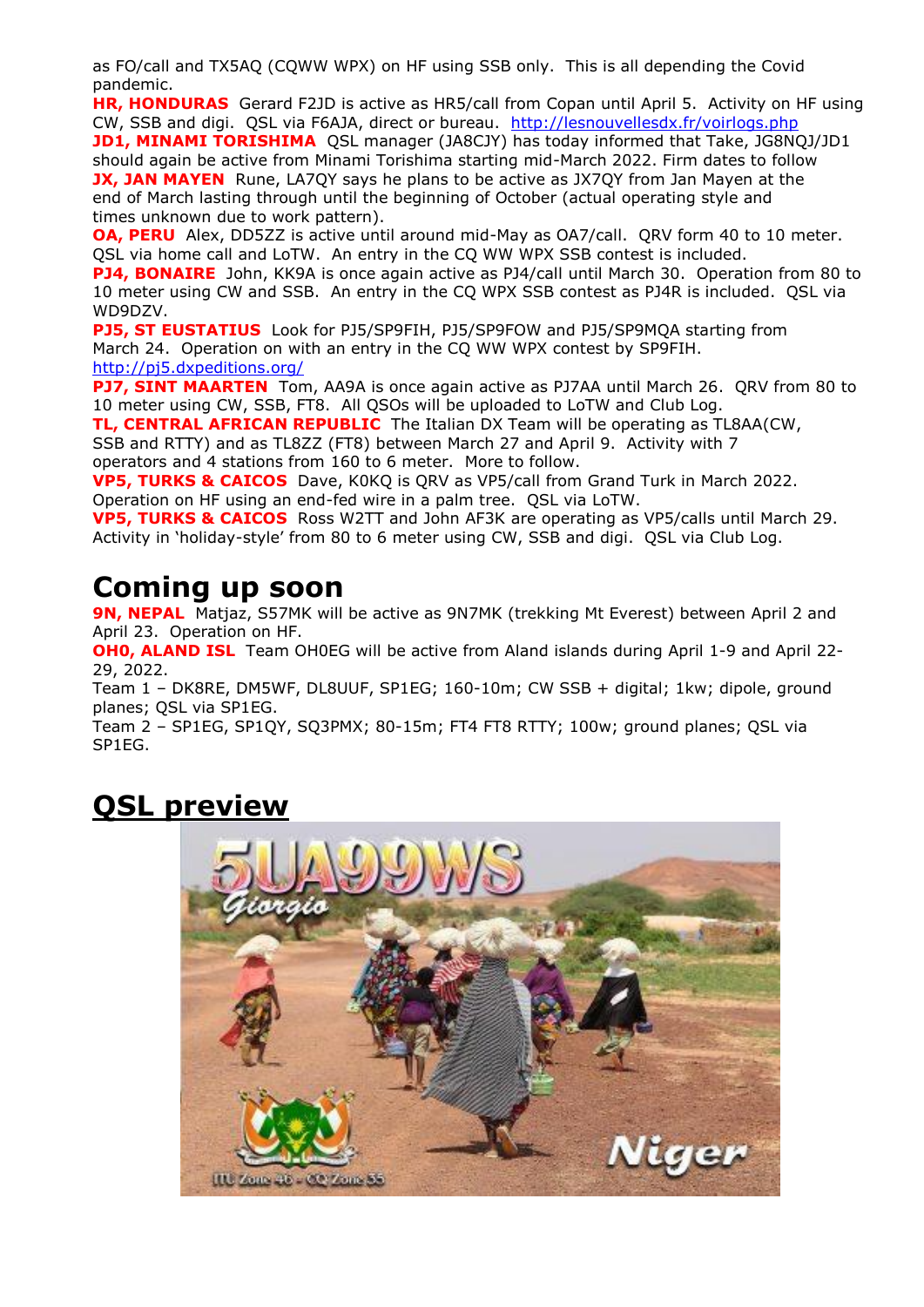as FO/call and TX5AQ (CQWW WPX) on HF using SSB only. This is all depending the Covid pandemic.

**HR, HONDURAS** Gerard F2JD is active as HR5/call from Copan until April 5. Activity on HF using CW, SSB and digi. QSL via F6AJA, direct or bureau. http://lesnouvellesdx.fr/voirlogs.php

**JD1, MINAMI TORISHIMA** QSL manager (JA8CJY) has today informed that Take, JG8NQJ/JD1 should again be active from Minami Torishima starting mid-March 2022. Firm dates to follow

**JX, JAN MAYEN** Rune, LA7QY says he plans to be active as JX7QY from Jan Mayen at the end of March lasting through until the beginning of October (actual operating style and times unknown due to work pattern).

**OA, PERU** Alex, DD5ZZ is active until around mid-May as OA7/call. QRV form 40 to 10 meter. QSL via home call and LoTW. An entry in the CQ WW WPX SSB contest is included.

**PJ4, BONAIRE** John, KK9A is once again active as PJ4/call until March 30. Operation from 80 to 10 meter using CW and SSB. An entry in the CQ WPX SSB contest as PJ4R is included. QSL via WD9DZV.

**PJ5, ST EUSTATIUS** Look for PJ5/SP9FIH, PJ5/SP9FOW and PJ5/SP9MQA starting from March 24. Operation on with an entry in the CQ WW WPX contest by SP9FIH. http://pj5.dxpeditions.org/

**PJ7, SINT MAARTEN** Tom, AA9A is once again active as PJ7AA until March 26. QRV from 80 to 10 meter using CW, SSB, FT8. All QSOs will be uploaded to LoTW and Club Log.

**TL, CENTRAL AFRICAN REPUBLIC** The Italian DX Team will be operating as TL8AA(CW, SSB and RTTY) and as TL8ZZ (FT8) between March 27 and April 9. Activity with 7 operators and 4 stations from 160 to 6 meter. More to follow.

**VP5, TURKS & CAICOS** Dave, K0KQ is QRV as VP5/call from Grand Turk in March 2022. Operation on HF using an end-fed wire in a palm tree. QSL via LoTW.

**VP5, TURKS & CAICOS** Ross W2TT and John AF3K are operating as VP5/calls until March 29. Activity in 'holiday-style' from 80 to 6 meter using CW, SSB and digi. QSL via Club Log.

# Coming up soon

**9N, NEPAL** Matjaz, S57MK will be active as 9N7MK (trekking Mt Everest) between April 2 and April 23. Operation on HF.

**OH0, ALAND ISL** Team OH0EG will be active from Aland islands during April 1-9 and April 22-29, 2022.

Team 1 – DK8RE, DM5WF, DL8UUF, SP1EG; 160-10m; CW SSB + digital; 1kw; dipole, ground planes; QSL via SP1EG.

Team 2 – SP1EG, SP1QY, SQ3PMX; 80-15m; FT4 FT8 RTTY; 100w; ground planes; QSL via SP1EG.

# QSL preview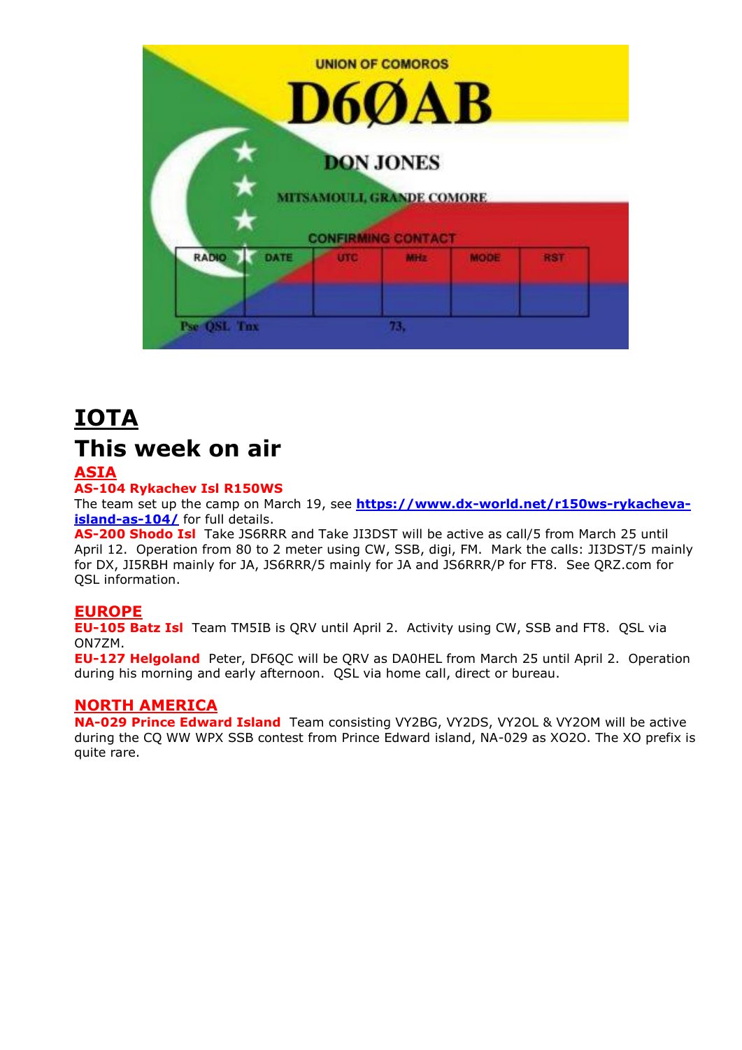# IOTA

## This week on air

### ASIA

**AS-104 Rykachev Isl R150WS**
The team set up the camp on March 19, see **https://www.dx-world.net/r150ws-rykacheva-island-as-104/** for full details.

**AS-200 Shodo Isl** Take JS6RRR and Take JI3DST will be active as call/5 from March 25 until April 12. Operation from 80 to 2 meter using CW, SSB, digi, FM. Mark the calls: JI3DST/5 mainly for DX, JI5RBH mainly for JA, JS6RRR/5 mainly for JA and JS6RRR/P for FT8. See QRZ.com for QSL information.

### EUROPE

**EU-105 Batz Isl** Team TM5IB is QRV until April 2. Activity using CW, SSB and FT8. QSL via ON7ZM.

**EU-127 Helgoland** Peter, DF6QC will be QRV as DA0HEL from March 25 until April 2. Operation during his morning and early afternoon. QSL via home call, direct or bureau.

### NORTH AMERICA

**NA-029 Prince Edward Island** Team consisting VY2BG, VY2DS, VY2OL & VY2OM will be active during the CQ WW WPX SSB contest from Prince Edward island, NA-029 as XO2O. The XO prefix is quite rare.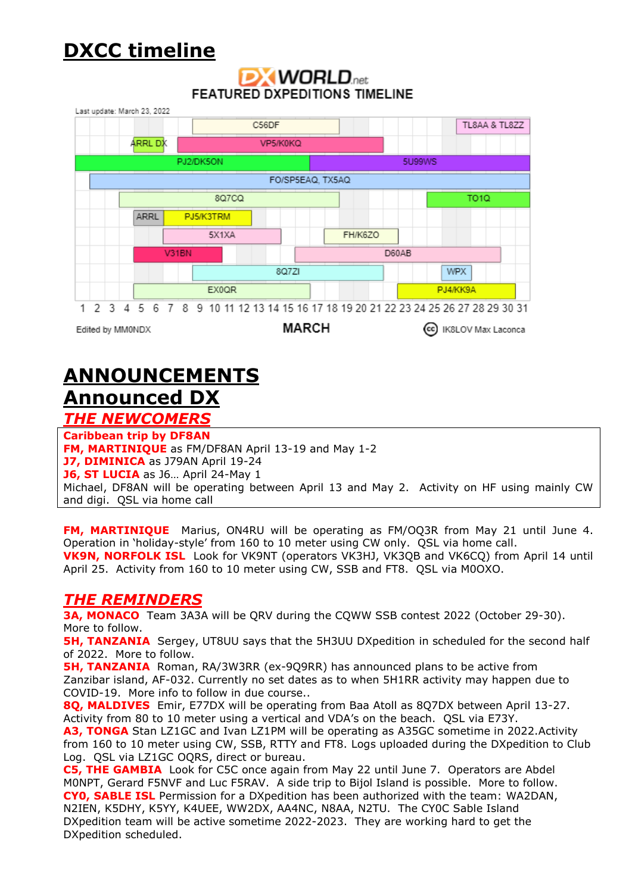# DXCC timeline

DX WORLD.net
FEATURED DXPEDITIONS TIMELINE

Last update: March 23, 2022

C56DF
TL8AA & TL8ZZ
ARRL DX
VP5/K0KQ
PJ2/DK5ON
5U99WS
FO/SP5EAQ, TX5AQ
8Q7CQ
TO1Q
ARRL
PJ5/K3TRM
5X1XA
FH/K6ZO
V31BN
D60AB
8Q7ZI
WPX
EX0QR
PJ4/KK9A

1 2 3 4 5 6 7 8 9 10 11 12 13 14 15 16 17 18 19 20 21 22 23 24 25 26 27 28 29 30 31

Edited by MM0NDX — MARCH — IK8LOV Max Laconca

# ANNOUNCEMENTS

# Announced DX

## *THE NEWCOMERS*

**Caribbean trip by DF8AN**
**FM, MARTINIQUE** as FM/DF8AN April 13-19 and May 1-2
**J7, DIMINICA** as J79AN April 19-24
**J6, ST LUCIA** as J6… April 24-May 1
Michael, DF8AN will be operating between April 13 and May 2. Activity on HF using mainly CW and digi. QSL via home call

**FM, MARTINIQUE** Marius, ON4RU will be operating as FM/OQ3R from May 21 until June 4. Operation in 'holiday-style' from 160 to 10 meter using CW only. QSL via home call.
**VK9N, NORFOLK ISL** Look for VK9NT (operators VK3HJ, VK3QB and VK6CQ) from April 14 until April 25. Activity from 160 to 10 meter using CW, SSB and FT8. QSL via M0OXO.

## *THE REMINDERS*

**3A, MONACO** Team 3A3A will be QRV during the CQWW SSB contest 2022 (October 29-30). More to follow.
**5H, TANZANIA** Sergey, UT8UU says that the 5H3UU DXpedition in scheduled for the second half of 2022. More to follow.
**5H, TANZANIA** Roman, RA/3W3RR (ex-9Q9RR) has announced plans to be active from Zanzibar island, AF-032. Currently no set dates as to when 5H1RR activity may happen due to COVID-19. More info to follow in due course..
**8Q, MALDIVES** Emir, E77DX will be operating from Baa Atoll as 8Q7DX between April 13-27. Activity from 80 to 10 meter using a vertical and VDA's on the beach. QSL via E73Y.
**A3, TONGA** Stan LZ1GC and Ivan LZ1PM will be operating as A35GC sometime in 2022.Activity from 160 to 10 meter using CW, SSB, RTTY and FT8. Logs uploaded during the DXpedition to Club Log. QSL via LZ1GC OQRS, direct or bureau.
**C5, THE GAMBIA** Look for C5C once again from May 22 until June 7. Operators are Abdel M0NPT, Gerard F5NVF and Luc F5RAV. A side trip to Bijol Island is possible. More to follow.
**CY0, SABLE ISL** Permission for a DXpedition has been authorized with the team: WA2DAN, N2IEN, K5DHY, K5YY, K4UEE, WW2DX, AA4NC, N8AA, N2TU. The CY0C Sable Island DXpedition team will be active sometime 2022-2023. They are working hard to get the DXpedition scheduled.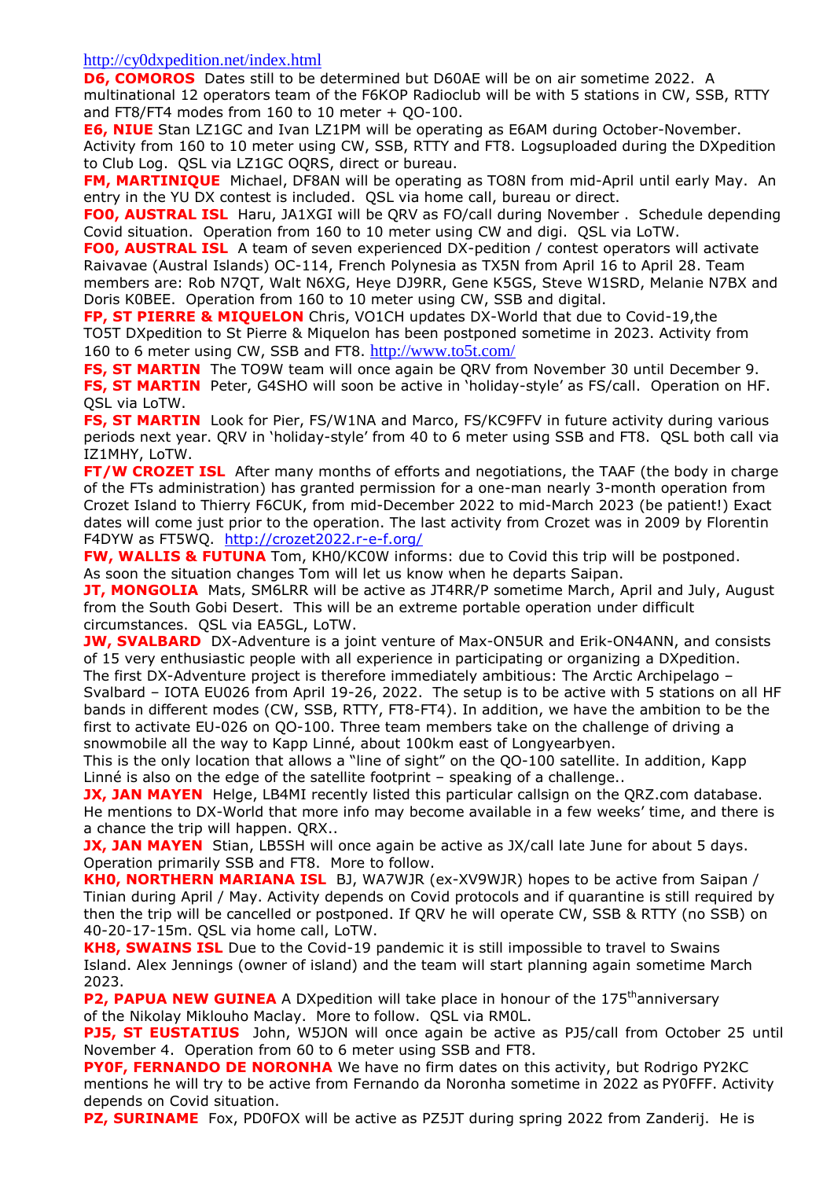http://cy0dxpedition.net/index.html

**D6, COMOROS** Dates still to be determined but D60AE will be on air sometime 2022. A multinational 12 operators team of the F6KOP Radioclub will be with 5 stations in CW, SSB, RTTY and FT8/FT4 modes from 160 to 10 meter + QO-100.

**E6, NIUE** Stan LZ1GC and Ivan LZ1PM will be operating as E6AM during October-November. Activity from 160 to 10 meter using CW, SSB, RTTY and FT8. Logsuploaded during the DXpedition to Club Log. QSL via LZ1GC OQRS, direct or bureau.

**FM, MARTINIQUE** Michael, DF8AN will be operating as TO8N from mid-April until early May. An entry in the YU DX contest is included. QSL via home call, bureau or direct.

**FO0, AUSTRAL ISL** Haru, JA1XGI will be QRV as FO/call during November . Schedule depending Covid situation. Operation from 160 to 10 meter using CW and digi. QSL via LoTW.

**FO0, AUSTRAL ISL** A team of seven experienced DX-pedition / contest operators will activate Raivavae (Austral Islands) OC-114, French Polynesia as TX5N from April 16 to April 28. Team members are: Rob N7QT, Walt N6XG, Heye DJ9RR, Gene K5GS, Steve W1SRD, Melanie N7BX and Doris K0BEE. Operation from 160 to 10 meter using CW, SSB and digital.

**FP, ST PIERRE & MIQUELON** Chris, VO1CH updates DX-World that due to Covid-19,the TO5T DXpedition to St Pierre & Miquelon has been postponed sometime in 2023. Activity from 160 to 6 meter using CW, SSB and FT8. http://www.to5t.com/

**FS, ST MARTIN** The TO9W team will once again be QRV from November 30 until December 9.

**FS, ST MARTIN** Peter, G4SHO will soon be active in 'holiday-style' as FS/call. Operation on HF. QSL via LoTW.

**FS, ST MARTIN** Look for Pier, FS/W1NA and Marco, FS/KC9FFV in future activity during various periods next year. QRV in 'holiday-style' from 40 to 6 meter using SSB and FT8. QSL both call via IZ1MHY, LoTW.

**FT/W CROZET ISL** After many months of efforts and negotiations, the TAAF (the body in charge of the FTs administration) has granted permission for a one-man nearly 3-month operation from Crozet Island to Thierry F6CUK, from mid-December 2022 to mid-March 2023 (be patient!) Exact dates will come just prior to the operation. The last activity from Crozet was in 2009 by Florentin F4DYW as FT5WQ. http://crozet2022.r-e-f.org/

**FW, WALLIS & FUTUNA** Tom, KH0/KC0W informs: due to Covid this trip will be postponed. As soon the situation changes Tom will let us know when he departs Saipan.

**JT, MONGOLIA** Mats, SM6LRR will be active as JT4RR/P sometime March, April and July, August from the South Gobi Desert. This will be an extreme portable operation under difficult circumstances. QSL via EA5GL, LoTW.

**JW, SVALBARD** DX-Adventure is a joint venture of Max-ON5UR and Erik-ON4ANN, and consists of 15 very enthusiastic people with all experience in participating or organizing a DXpedition. The first DX-Adventure project is therefore immediately ambitious: The Arctic Archipelago – Svalbard – IOTA EU026 from April 19-26, 2022. The setup is to be active with 5 stations on all HF bands in different modes (CW, SSB, RTTY, FT8-FT4). In addition, we have the ambition to be the first to activate EU-026 on QO-100. Three team members take on the challenge of driving a snowmobile all the way to Kapp Linné, about 100km east of Longyearbyen.
This is the only location that allows a "line of sight" on the QO-100 satellite. In addition, Kapp Linné is also on the edge of the satellite footprint – speaking of a challenge..

**JX, JAN MAYEN** Helge, LB4MI recently listed this particular callsign on the QRZ.com database. He mentions to DX-World that more info may become available in a few weeks' time, and there is a chance the trip will happen. QRX..

**JX, JAN MAYEN** Stian, LB5SH will once again be active as JX/call late June for about 5 days. Operation primarily SSB and FT8. More to follow.

**KH0, NORTHERN MARIANA ISL** BJ, WA7WJR (ex-XV9WJR) hopes to be active from Saipan / Tinian during April / May. Activity depends on Covid protocols and if quarantine is still required by then the trip will be cancelled or postponed. If QRV he will operate CW, SSB & RTTY (no SSB) on 40-20-17-15m. QSL via home call, LoTW.

**KH8, SWAINS ISL** Due to the Covid-19 pandemic it is still impossible to travel to Swains Island. Alex Jennings (owner of island) and the team will start planning again sometime March 2023.

**P2, PAPUA NEW GUINEA** A DXpedition will take place in honour of the 175th anniversary of the Nikolay Miklouho Maclay. More to follow. QSL via RM0L.

**PJ5, ST EUSTATIUS** John, W5JON will once again be active as PJ5/call from October 25 until November 4. Operation from 60 to 6 meter using SSB and FT8.

**PY0F, FERNANDO DE NORONHA** We have no firm dates on this activity, but Rodrigo PY2KC mentions he will try to be active from Fernando da Noronha sometime in 2022 as PY0FFF. Activity depends on Covid situation.

**PZ, SURINAME** Fox, PD0FOX will be active as PZ5JT during spring 2022 from Zanderij. He is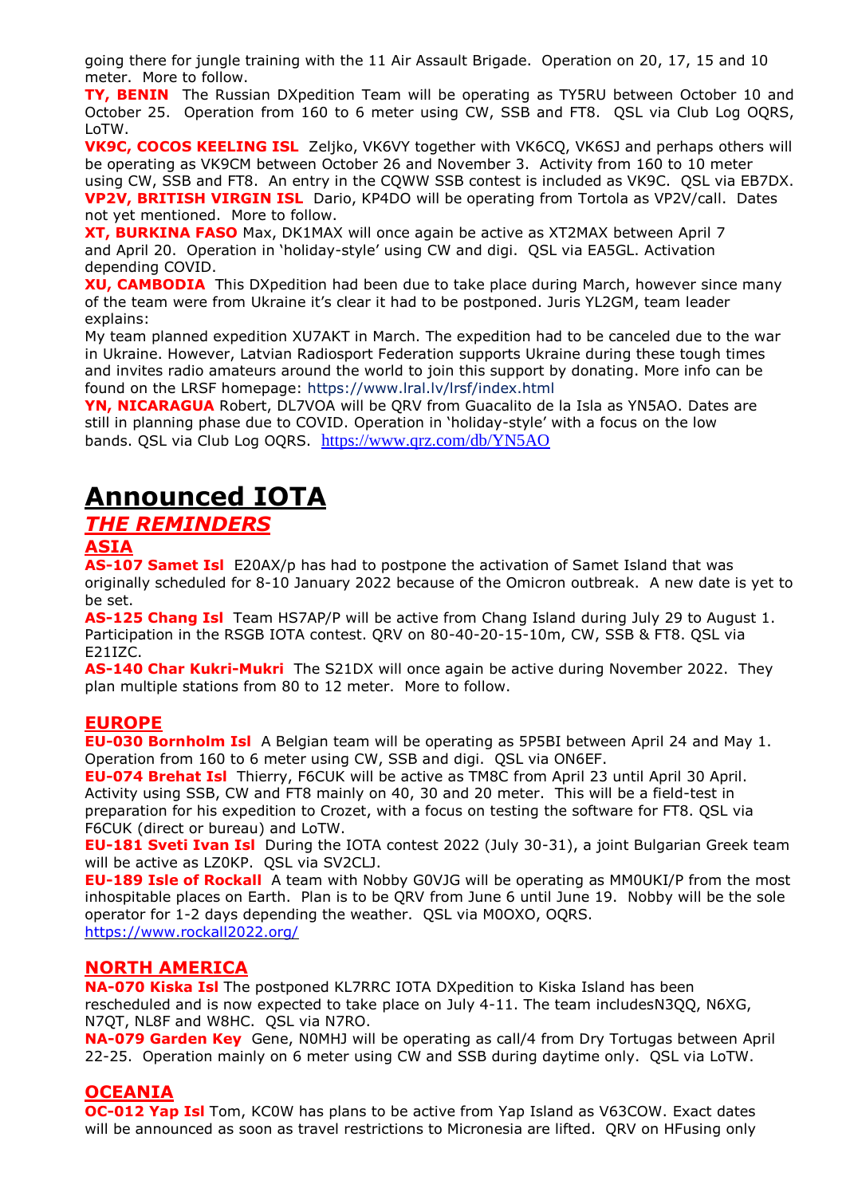going there for jungle training with the 11 Air Assault Brigade. Operation on 20, 17, 15 and 10 meter. More to follow.

**TY, BENIN** The Russian DXpedition Team will be operating as TY5RU between October 10 and October 25. Operation from 160 to 6 meter using CW, SSB and FT8. QSL via Club Log OQRS, LoTW.

**VK9C, COCOS KEELING ISL** Zeljko, VK6VY together with VK6CQ, VK6SJ and perhaps others will be operating as VK9CM between October 26 and November 3. Activity from 160 to 10 meter using CW, SSB and FT8. An entry in the CQWW SSB contest is included as VK9C. QSL via EB7DX.

**VP2V, BRITISH VIRGIN ISL** Dario, KP4DO will be operating from Tortola as VP2V/call. Dates not yet mentioned. More to follow.

**XT, BURKINA FASO** Max, DK1MAX will once again be active as XT2MAX between April 7 and April 20. Operation in 'holiday-style' using CW and digi. QSL via EA5GL. Activation depending COVID.

**XU, CAMBODIA** This DXpedition had been due to take place during March, however since many of the team were from Ukraine it's clear it had to be postponed. Juris YL2GM, team leader explains:

My team planned expedition XU7AKT in March. The expedition had to be canceled due to the war in Ukraine. However, Latvian Radiosport Federation supports Ukraine during these tough times and invites radio amateurs around the world to join this support by donating. More info can be found on the LRSF homepage: https://www.lral.lv/lrsf/index.html

**YN, NICARAGUA** Robert, DL7VOA will be QRV from Guacalito de la Isla as YN5AO. Dates are still in planning phase due to COVID. Operation in 'holiday-style' with a focus on the low bands. QSL via Club Log OQRS. https://www.qrz.com/db/YN5AO

# Announced IOTA

## *THE REMINDERS*

### ASIA

**AS-107 Samet Isl** E20AX/p has had to postpone the activation of Samet Island that was originally scheduled for 8-10 January 2022 because of the Omicron outbreak. A new date is yet to be set.

**AS-125 Chang Isl** Team HS7AP/P will be active from Chang Island during July 29 to August 1. Participation in the RSGB IOTA contest. QRV on 80-40-20-15-10m, CW, SSB & FT8. QSL via E21IZC.

**AS-140 Char Kukri-Mukri** The S21DX will once again be active during November 2022. They plan multiple stations from 80 to 12 meter. More to follow.

### EUROPE

**EU-030 Bornholm Isl** A Belgian team will be operating as 5P5BI between April 24 and May 1. Operation from 160 to 6 meter using CW, SSB and digi. QSL via ON6EF.

**EU-074 Brehat Isl** Thierry, F6CUK will be active as TM8C from April 23 until April 30 April. Activity using SSB, CW and FT8 mainly on 40, 30 and 20 meter. This will be a field-test in preparation for his expedition to Crozet, with a focus on testing the software for FT8. QSL via F6CUK (direct or bureau) and LoTW.

**EU-181 Sveti Ivan Isl** During the IOTA contest 2022 (July 30-31), a joint Bulgarian Greek team will be active as LZ0KP. QSL via SV2CLJ.

**EU-189 Isle of Rockall** A team with Nobby G0VJG will be operating as MM0UKI/P from the most inhospitable places on Earth. Plan is to be QRV from June 6 until June 19. Nobby will be the sole operator for 1-2 days depending the weather. QSL via M0OXO, OQRS.
https://www.rockall2022.org/

### NORTH AMERICA

**NA-070 Kiska Isl** The postponed KL7RRC IOTA DXpedition to Kiska Island has been rescheduled and is now expected to take place on July 4-11. The team includesN3QQ, N6XG, N7QT, NL8F and W8HC. QSL via N7RO.

**NA-079 Garden Key** Gene, N0MHJ will be operating as call/4 from Dry Tortugas between April 22-25. Operation mainly on 6 meter using CW and SSB during daytime only. QSL via LoTW.

### OCEANIA

**OC-012 Yap Isl** Tom, KC0W has plans to be active from Yap Island as V63COW. Exact dates will be announced as soon as travel restrictions to Micronesia are lifted. QRV on HFusing only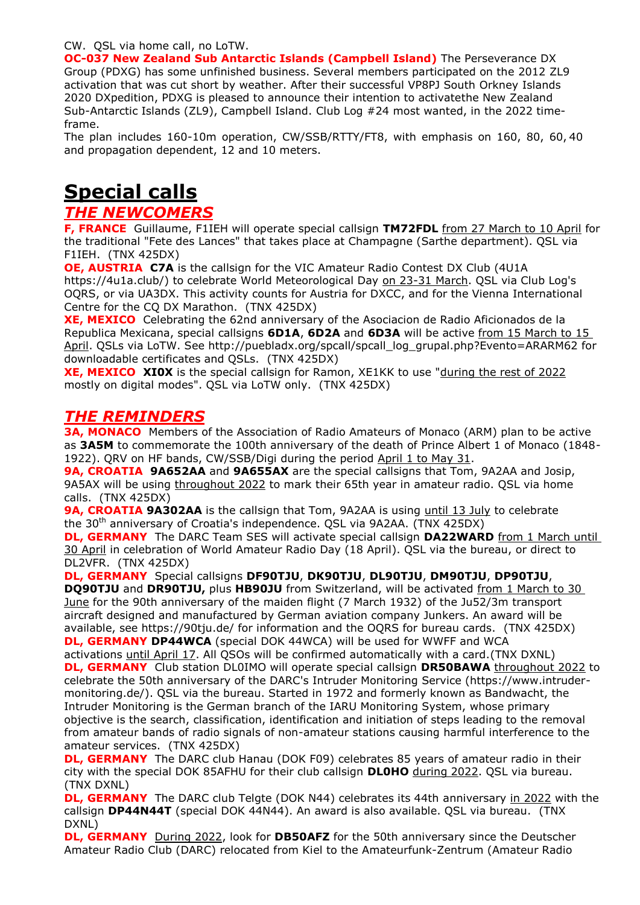CW.  QSL via home call, no LoTW.

**OC-037 New Zealand Sub Antarctic Islands (Campbell Island)** The Perseverance DX Group (PDXG) has some unfinished business. Several members participated on the 2012 ZL9 activation that was cut short by weather. After their successful VP8PJ South Orkney Islands 2020 DXpedition, PDXG is pleased to announce their intention to activatethe New Zealand Sub-Antarctic Islands (ZL9), Campbell Island. Club Log #24 most wanted, in the 2022 time-frame.

The plan includes 160-10m operation, CW/SSB/RTTY/FT8, with emphasis on 160, 80, 60, 40 and propagation dependent, 12 and 10 meters.

# Special calls

## *THE NEWCOMERS*

**F, FRANCE** Guillaume, F1IEH will operate special callsign **TM72FDL** from 27 March to 10 April for the traditional "Fete des Lances" that takes place at Champagne (Sarthe department). QSL via F1IEH. (TNX 425DX)

**OE, AUSTRIA** **C7A** is the callsign for the VIC Amateur Radio Contest DX Club (4U1A https://4u1a.club/) to celebrate World Meteorological Day on 23-31 March. QSL via Club Log's OQRS, or via UA3DX. This activity counts for Austria for DXCC, and for the Vienna International Centre for the CQ DX Marathon. (TNX 425DX)

**XE, MEXICO** Celebrating the 62nd anniversary of the Asociacion de Radio Aficionados de la Republica Mexicana, special callsigns **6D1A**, **6D2A** and **6D3A** will be active from 15 March to 15 April. QSLs via LoTW. See http://puebladx.org/spcall/spcall_log_grupal.php?Evento=ARARM62 for downloadable certificates and QSLs. (TNX 425DX)

**XE, MEXICO** **XI0X** is the special callsign for Ramon, XE1KK to use "during the rest of 2022 mostly on digital modes". QSL via LoTW only. (TNX 425DX)

## *THE REMINDERS*

**3A, MONACO** Members of the Association of Radio Amateurs of Monaco (ARM) plan to be active as **3A5M** to commemorate the 100th anniversary of the death of Prince Albert 1 of Monaco (1848-1922). QRV on HF bands, CW/SSB/Digi during the period April 1 to May 31.

**9A, CROATIA** **9A652AA** and **9A655AX** are the special callsigns that Tom, 9A2AA and Josip, 9A5AX will be using throughout 2022 to mark their 65th year in amateur radio. QSL via home calls. (TNX 425DX)

**9A, CROATIA** **9A302AA** is the callsign that Tom, 9A2AA is using until 13 July to celebrate the 30th anniversary of Croatia's independence. QSL via 9A2AA. (TNX 425DX)

**DL, GERMANY** The DARC Team SES will activate special callsign **DA22WARD** from 1 March until 30 April in celebration of World Amateur Radio Day (18 April). QSL via the bureau, or direct to DL2VFR. (TNX 425DX)

**DL, GERMANY** Special callsigns **DF90TJU**, **DK90TJU**, **DL90TJU**, **DM90TJU**, **DP90TJU**, **DQ90TJU** and **DR90TJU,** plus **HB90JU** from Switzerland, will be activated from 1 March to 30 June for the 90th anniversary of the maiden flight (7 March 1932) of the Ju52/3m transport aircraft designed and manufactured by German aviation company Junkers. An award will be available, see https://90tju.de/ for information and the OQRS for bureau cards. (TNX 425DX)

**DL, GERMANY** **DP44WCA** (special DOK 44WCA) will be used for WWFF and WCA activations until April 17. All QSOs will be confirmed automatically with a card.(TNX DXNL)

**DL, GERMANY** Club station DL0IMO will operate special callsign **DR50BAWA** throughout 2022 to celebrate the 50th anniversary of the DARC's Intruder Monitoring Service (https://www.intruder-monitoring.de/). QSL via the bureau. Started in 1972 and formerly known as Bandwacht, the Intruder Monitoring is the German branch of the IARU Monitoring System, whose primary objective is the search, classification, identification and initiation of steps leading to the removal from amateur bands of radio signals of non-amateur stations causing harmful interference to the amateur services. (TNX 425DX)

**DL, GERMANY** The DARC club Hanau (DOK F09) celebrates 85 years of amateur radio in their city with the special DOK 85AFHU for their club callsign **DL0HO** during 2022. QSL via bureau. (TNX DXNL)

**DL, GERMANY** The DARC club Telgte (DOK N44) celebrates its 44th anniversary in 2022 with the callsign **DP44N44T** (special DOK 44N44). An award is also available. QSL via bureau. (TNX DXNL)

**DL, GERMANY** During 2022, look for **DB50AFZ** for the 50th anniversary since the Deutscher Amateur Radio Club (DARC) relocated from Kiel to the Amateurfunk-Zentrum (Amateur Radio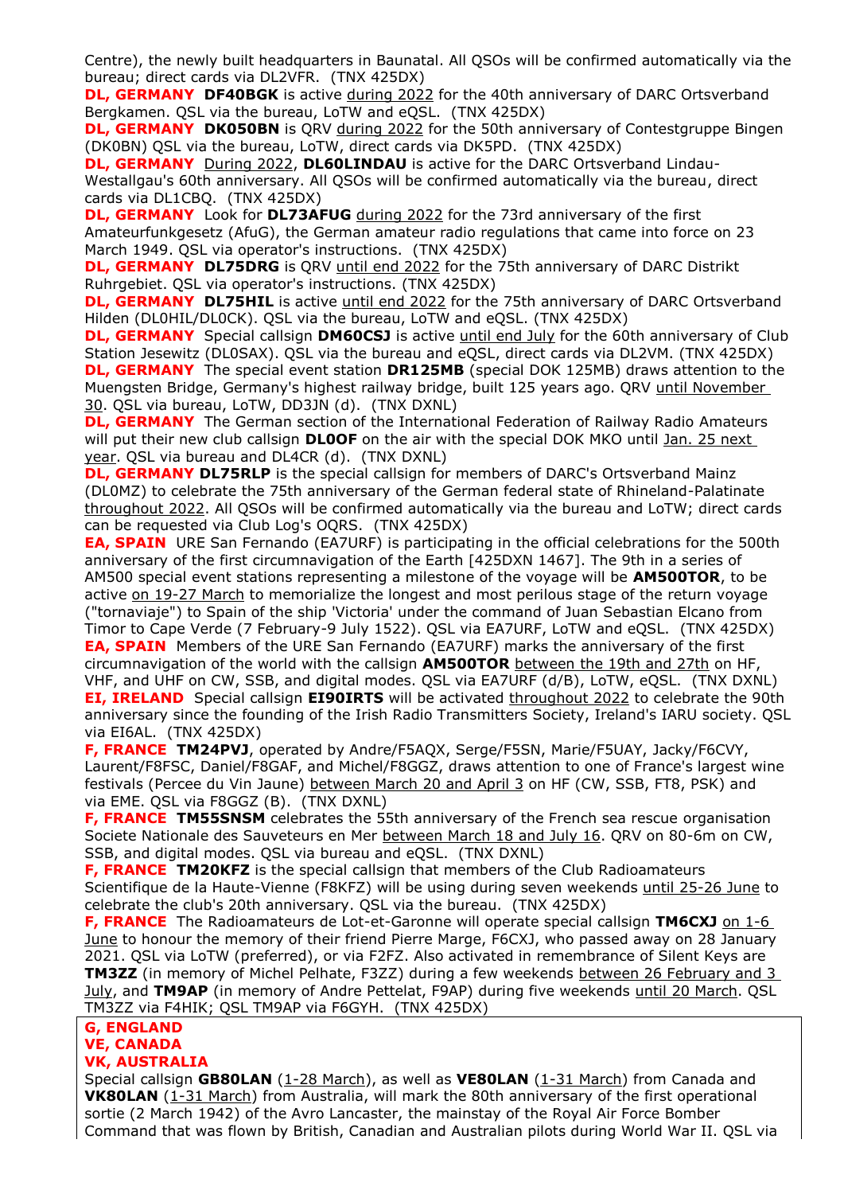Centre), the newly built headquarters in Baunatal. All QSOs will be confirmed automatically via the bureau; direct cards via DL2VFR. (TNX 425DX)

**DL, GERMANY** **DF40BGK** is active during 2022 for the 40th anniversary of DARC Ortsverband Bergkamen. QSL via the bureau, LoTW and eQSL. (TNX 425DX)

**DL, GERMANY** **DK050BN** is QRV during 2022 for the 50th anniversary of Contestgruppe Bingen (DK0BN) QSL via the bureau, LoTW, direct cards via DK5PD. (TNX 425DX)

**DL, GERMANY** During 2022, **DL60LINDAU** is active for the DARC Ortsverband Lindau-Westallgau's 60th anniversary. All QSOs will be confirmed automatically via the bureau, direct cards via DL1CBQ. (TNX 425DX)

**DL, GERMANY** Look for **DL73AFUG** during 2022 for the 73rd anniversary of the first Amateurfunkgesetz (AfuG), the German amateur radio regulations that came into force on 23 March 1949. QSL via operator's instructions. (TNX 425DX)

**DL, GERMANY** **DL75DRG** is QRV until end 2022 for the 75th anniversary of DARC Distrikt Ruhrgebiet. QSL via operator's instructions. (TNX 425DX)

**DL, GERMANY** **DL75HIL** is active until end 2022 for the 75th anniversary of DARC Ortsverband Hilden (DL0HIL/DL0CK). QSL via the bureau, LoTW and eQSL. (TNX 425DX)

**DL, GERMANY** Special callsign **DM60CSJ** is active until end July for the 60th anniversary of Club Station Jesewitz (DL0SAX). QSL via the bureau and eQSL, direct cards via DL2VM. (TNX 425DX)

**DL, GERMANY** The special event station **DR125MB** (special DOK 125MB) draws attention to the Muengsten Bridge, Germany's highest railway bridge, built 125 years ago. QRV until November 30. QSL via bureau, LoTW, DD3JN (d). (TNX DXNL)

**DL, GERMANY** The German section of the International Federation of Railway Radio Amateurs will put their new club callsign **DL0OF** on the air with the special DOK MKO until Jan. 25 next year. QSL via bureau and DL4CR (d). (TNX DXNL)

**DL, GERMANY** **DL75RLP** is the special callsign for members of DARC's Ortsverband Mainz (DL0MZ) to celebrate the 75th anniversary of the German federal state of Rhineland-Palatinate throughout 2022. All QSOs will be confirmed automatically via the bureau and LoTW; direct cards can be requested via Club Log's OQRS. (TNX 425DX)

**EA, SPAIN** URE San Fernando (EA7URF) is participating in the official celebrations for the 500th anniversary of the first circumnavigation of the Earth [425DXN 1467]. The 9th in a series of AM500 special event stations representing a milestone of the voyage will be **AM500TOR**, to be active on 19-27 March to memorialize the longest and most perilous stage of the return voyage ("tornaviaje") to Spain of the ship 'Victoria' under the command of Juan Sebastian Elcano from Timor to Cape Verde (7 February-9 July 1522). QSL via EA7URF, LoTW and eQSL. (TNX 425DX)

**EA, SPAIN** Members of the URE San Fernando (EA7URF) marks the anniversary of the first circumnavigation of the world with the callsign **AM500TOR** between the 19th and 27th on HF, VHF, and UHF on CW, SSB, and digital modes. QSL via EA7URF (d/B), LoTW, eQSL. (TNX DXNL)

**EI, IRELAND** Special callsign **EI90IRTS** will be activated throughout 2022 to celebrate the 90th anniversary since the founding of the Irish Radio Transmitters Society, Ireland's IARU society. QSL via EI6AL. (TNX 425DX)

**F, FRANCE** **TM24PVJ**, operated by Andre/F5AQX, Serge/F5SN, Marie/F5UAY, Jacky/F6CVY, Laurent/F8FSC, Daniel/F8GAF, and Michel/F8GGZ, draws attention to one of France's largest wine festivals (Percee du Vin Jaune) between March 20 and April 3 on HF (CW, SSB, FT8, PSK) and via EME. QSL via F8GGZ (B). (TNX DXNL)

**F, FRANCE** **TM55SNSM** celebrates the 55th anniversary of the French sea rescue organisation Societe Nationale des Sauveteurs en Mer between March 18 and July 16. QRV on 80-6m on CW, SSB, and digital modes. QSL via bureau and eQSL. (TNX DXNL)

**F, FRANCE** **TM20KFZ** is the special callsign that members of the Club Radioamateurs Scientifique de la Haute-Vienne (F8KFZ) will be using during seven weekends until 25-26 June to celebrate the club's 20th anniversary. QSL via the bureau. (TNX 425DX)

**F, FRANCE** The Radioamateurs de Lot-et-Garonne will operate special callsign **TM6CXJ** on 1-6 June to honour the memory of their friend Pierre Marge, F6CXJ, who passed away on 28 January 2021. QSL via LoTW (preferred), or via F2FZ. Also activated in remembrance of Silent Keys are **TM3ZZ** (in memory of Michel Pelhate, F3ZZ) during a few weekends between 26 February and 3 July, and **TM9AP** (in memory of Andre Pettelat, F9AP) during five weekends until 20 March. QSL TM3ZZ via F4HIK; QSL TM9AP via F6GYH. (TNX 425DX)

**G, ENGLAND**
**VE, CANADA**
**VK, AUSTRALIA**

Special callsign **GB80LAN** (1-28 March), as well as **VE80LAN** (1-31 March) from Canada and **VK80LAN** (1-31 March) from Australia, will mark the 80th anniversary of the first operational sortie (2 March 1942) of the Avro Lancaster, the mainstay of the Royal Air Force Bomber Command that was flown by British, Canadian and Australian pilots during World War II. QSL via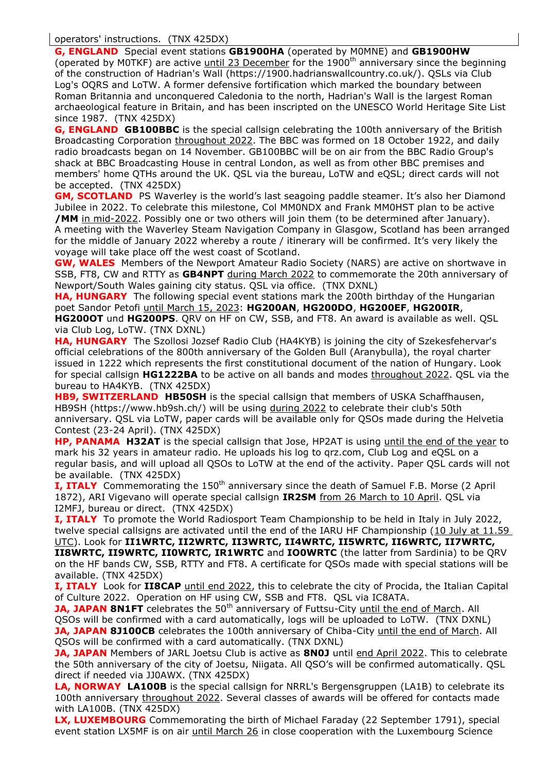operators' instructions. (TNX 425DX)

**G, ENGLAND** Special event stations **GB1900HA** (operated by M0MNE) and **GB1900HW** (operated by M0TKF) are active until 23 December for the 1900th anniversary since the beginning of the construction of Hadrian's Wall (https://1900.hadrianswallcountry.co.uk/). QSLs via Club Log's OQRS and LoTW. A former defensive fortification which marked the boundary between Roman Britannia and unconquered Caledonia to the north, Hadrian's Wall is the largest Roman archaeological feature in Britain, and has been inscripted on the UNESCO World Heritage Site List since 1987. (TNX 425DX)

**G, ENGLAND** **GB100BBC** is the special callsign celebrating the 100th anniversary of the British Broadcasting Corporation throughout 2022. The BBC was formed on 18 October 1922, and daily radio broadcasts began on 14 November. GB100BBC will be on air from the BBC Radio Group's shack at BBC Broadcasting House in central London, as well as from other BBC premises and members' home QTHs around the UK. QSL via the bureau, LoTW and eQSL; direct cards will not be accepted. (TNX 425DX)

**GM, SCOTLAND** PS Waverley is the world's last seagoing paddle steamer. It's also her Diamond Jubilee in 2022. To celebrate this milestone, Col MM0NDX and Frank MM0HST plan to be active **/MM** in mid-2022. Possibly one or two others will join them (to be determined after January). A meeting with the Waverley Steam Navigation Company in Glasgow, Scotland has been arranged for the middle of January 2022 whereby a route / itinerary will be confirmed. It's very likely the voyage will take place off the west coast of Scotland.

**GW, WALES** Members of the Newport Amateur Radio Society (NARS) are active on shortwave in SSB, FT8, CW and RTTY as **GB4NPT** during March 2022 to commemorate the 20th anniversary of Newport/South Wales gaining city status. QSL via office. (TNX DXNL)

**HA, HUNGARY** The following special event stations mark the 200th birthday of the Hungarian poet Sandor Petofi until March 15, 2023: **HG200AN**, **HG200DO**, **HG200EF**, **HG200IR**, **HG200OT** und **HG200PS**. QRV on HF on CW, SSB, and FT8. An award is available as well. QSL via Club Log, LoTW. (TNX DXNL)

**HA, HUNGARY** The Szollosi Jozsef Radio Club (HA4KYB) is joining the city of Szekesfehervar's official celebrations of the 800th anniversary of the Golden Bull (Aranybulla), the royal charter issued in 1222 which represents the first constitutional document of the nation of Hungary. Look for special callsign **HG1222BA** to be active on all bands and modes throughout 2022. QSL via the bureau to HA4KYB. (TNX 425DX)

**HB9, SWITZERLAND** **HB50SH** is the special callsign that members of USKA Schaffhausen, HB9SH (https://www.hb9sh.ch/) will be using during 2022 to celebrate their club's 50th anniversary. QSL via LoTW, paper cards will be available only for QSOs made during the Helvetia Contest (23-24 April). (TNX 425DX)

**HP, PANAMA** **H32AT** is the special callsign that Jose, HP2AT is using until the end of the year to mark his 32 years in amateur radio. He uploads his log to qrz.com, Club Log and eQSL on a regular basis, and will upload all QSOs to LoTW at the end of the activity. Paper QSL cards will not be available. (TNX 425DX)

**I, ITALY** Commemorating the 150th anniversary since the death of Samuel F.B. Morse (2 April 1872), ARI Vigevano will operate special callsign **IR2SM** from 26 March to 10 April. QSL via I2MFJ, bureau or direct. (TNX 425DX)

**I, ITALY** To promote the World Radiosport Team Championship to be held in Italy in July 2022, twelve special callsigns are activated until the end of the IARU HF Championship (10 July at 11.59 UTC). Look for **II1WRTC, II2WRTC, II3WRTC, II4WRTC, II5WRTC, II6WRTC, II7WRTC, II8WRTC, II9WRTC, II0WRTC, IR1WRTC** and **IO0WRTC** (the latter from Sardinia) to be QRV on the HF bands CW, SSB, RTTY and FT8. A certificate for QSOs made with special stations will be available. (TNX 425DX)

**I, ITALY** Look for **II8CAP** until end 2022, this to celebrate the city of Procida, the Italian Capital of Culture 2022. Operation on HF using CW, SSB and FT8. QSL via IC8ATA.

**JA, JAPAN** **8N1FT** celebrates the 50th anniversary of Futtsu-City until the end of March. All QSOs will be confirmed with a card automatically, logs will be uploaded to LoTW. (TNX DXNL)

**JA, JAPAN** **8J100CB** celebrates the 100th anniversary of Chiba-City until the end of March. All QSOs will be confirmed with a card automatically. (TNX DXNL)

**JA, JAPAN** Members of JARL Joetsu Club is active as **8N0J** until end April 2022. This to celebrate the 50th anniversary of the city of Joetsu, Niigata. All QSO's will be confirmed automatically. QSL direct if needed via JJ0AWX. (TNX 425DX)

**LA, NORWAY** **LA100B** is the special callsign for NRRL's Bergensgruppen (LA1B) to celebrate its 100th anniversary throughout 2022. Several classes of awards will be offered for contacts made with LA100B. (TNX 425DX)

**LX, LUXEMBOURG** Commemorating the birth of Michael Faraday (22 September 1791), special event station LX5MF is on air until March 26 in close cooperation with the Luxembourg Science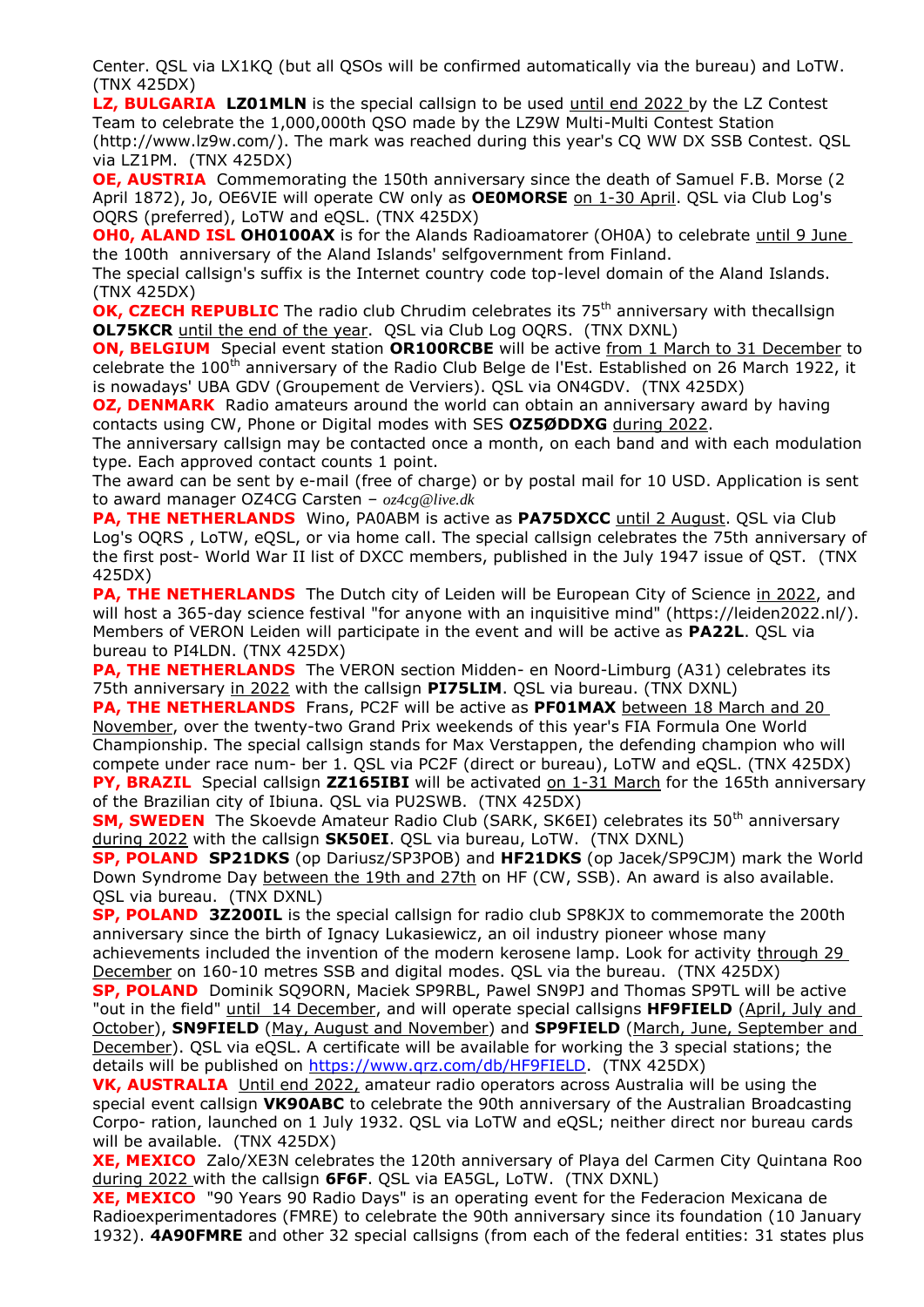Center. QSL via LX1KQ (but all QSOs will be confirmed automatically via the bureau) and LoTW. (TNX 425DX)

**LZ, BULGARIA** **LZ01MLN** is the special callsign to be used until end 2022 by the LZ Contest Team to celebrate the 1,000,000th QSO made by the LZ9W Multi-Multi Contest Station (http://www.lz9w.com/). The mark was reached during this year's CQ WW DX SSB Contest. QSL via LZ1PM. (TNX 425DX)

**OE, AUSTRIA** Commemorating the 150th anniversary since the death of Samuel F.B. Morse (2 April 1872), Jo, OE6VIE will operate CW only as **OE0MORSE** on 1-30 April. QSL via Club Log's OQRS (preferred), LoTW and eQSL. (TNX 425DX)

**OH0, ALAND ISL** **OH0100AX** is for the Alands Radioamatorer (OH0A) to celebrate until 9 June the 100th anniversary of the Aland Islands' selfgovernment from Finland.
The special callsign's suffix is the Internet country code top-level domain of the Aland Islands. (TNX 425DX)

**OK, CZECH REPUBLIC** The radio club Chrudim celebrates its 75th anniversary with thecallsign **OL75KCR** until the end of the year. QSL via Club Log OQRS. (TNX DXNL)

**ON, BELGIUM** Special event station **OR100RCBE** will be active from 1 March to 31 December to celebrate the 100th anniversary of the Radio Club Belge de l'Est. Established on 26 March 1922, it is nowadays' UBA GDV (Groupement de Verviers). QSL via ON4GDV. (TNX 425DX)

**OZ, DENMARK** Radio amateurs around the world can obtain an anniversary award by having contacts using CW, Phone or Digital modes with SES **OZ5ØDDXG** during 2022.
The anniversary callsign may be contacted once a month, on each band and with each modulation type. Each approved contact counts 1 point.
The award can be sent by e-mail (free of charge) or by postal mail for 10 USD. Application is sent to award manager OZ4CG Carsten – *oz4cg@live.dk*

**PA, THE NETHERLANDS** Wino, PA0ABM is active as **PA75DXCC** until 2 August. QSL via Club Log's OQRS , LoTW, eQSL, or via home call. The special callsign celebrates the 75th anniversary of the first post- World War II list of DXCC members, published in the July 1947 issue of QST. (TNX 425DX)

**PA, THE NETHERLANDS** The Dutch city of Leiden will be European City of Science in 2022, and will host a 365-day science festival "for anyone with an inquisitive mind" (https://leiden2022.nl/). Members of VERON Leiden will participate in the event and will be active as **PA22L**. QSL via bureau to PI4LDN. (TNX 425DX)

**PA, THE NETHERLANDS** The VERON section Midden- en Noord-Limburg (A31) celebrates its 75th anniversary in 2022 with the callsign **PI75LIM**. QSL via bureau. (TNX DXNL)

**PA, THE NETHERLANDS** Frans, PC2F will be active as **PF01MAX** between 18 March and 20 November, over the twenty-two Grand Prix weekends of this year's FIA Formula One World Championship. The special callsign stands for Max Verstappen, the defending champion who will compete under race num- ber 1. QSL via PC2F (direct or bureau), LoTW and eQSL. (TNX 425DX)

**PY, BRAZIL** Special callsign **ZZ165IBI** will be activated on 1-31 March for the 165th anniversary of the Brazilian city of Ibiuna. QSL via PU2SWB. (TNX 425DX)

**SM, SWEDEN** The Skoevde Amateur Radio Club (SARK, SK6EI) celebrates its 50th anniversary during 2022 with the callsign **SK50EI**. QSL via bureau, LoTW. (TNX DXNL)

**SP, POLAND** **SP21DKS** (op Dariusz/SP3POB) and **HF21DKS** (op Jacek/SP9CJM) mark the World Down Syndrome Day between the 19th and 27th on HF (CW, SSB). An award is also available. QSL via bureau. (TNX DXNL)

**SP, POLAND** **3Z200IL** is the special callsign for radio club SP8KJX to commemorate the 200th anniversary since the birth of Ignacy Lukasiewicz, an oil industry pioneer whose many achievements included the invention of the modern kerosene lamp. Look for activity through 29 December on 160-10 metres SSB and digital modes. QSL via the bureau. (TNX 425DX)

**SP, POLAND** Dominik SQ9ORN, Maciek SP9RBL, Pawel SN9PJ and Thomas SP9TL will be active "out in the field" until 14 December, and will operate special callsigns **HF9FIELD** (April, July and October), **SN9FIELD** (May, August and November) and **SP9FIELD** (March, June, September and December). QSL via eQSL. A certificate will be available for working the 3 special stations; the details will be published on https://www.qrz.com/db/HF9FIELD. (TNX 425DX)

**VK, AUSTRALIA** Until end 2022, amateur radio operators across Australia will be using the special event callsign **VK90ABC** to celebrate the 90th anniversary of the Australian Broadcasting Corpo- ration, launched on 1 July 1932. QSL via LoTW and eQSL; neither direct nor bureau cards will be available. (TNX 425DX)

**XE, MEXICO** Zalo/XE3N celebrates the 120th anniversary of Playa del Carmen City Quintana Roo during 2022 with the callsign **6F6F**. QSL via EA5GL, LoTW. (TNX DXNL)

**XE, MEXICO** "90 Years 90 Radio Days" is an operating event for the Federacion Mexicana de Radioexperimentadores (FMRE) to celebrate the 90th anniversary since its foundation (10 January 1932). **4A90FMRE** and other 32 special callsigns (from each of the federal entities: 31 states plus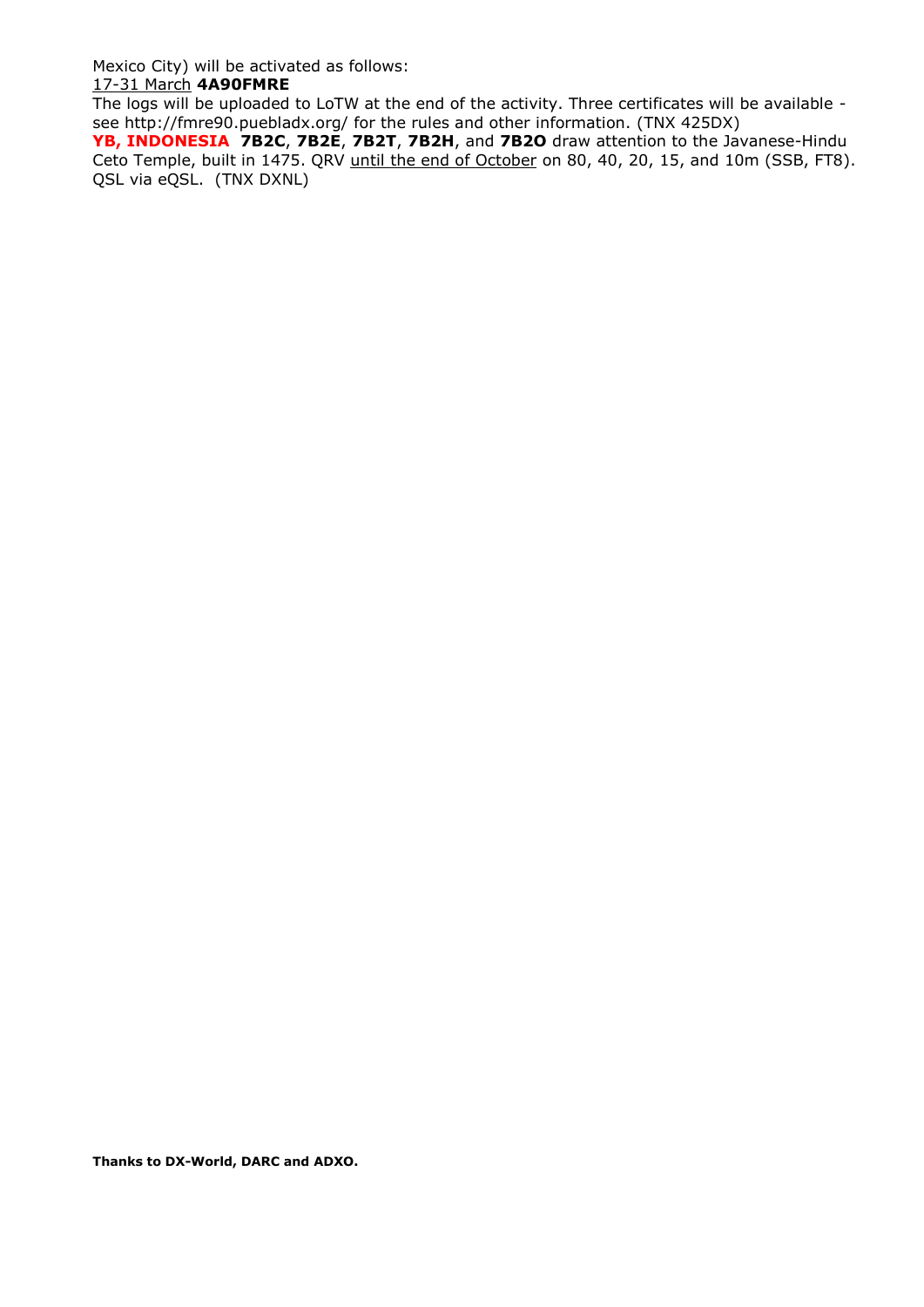Mexico City) will be activated as follows:
17-31 March **4A90FMRE**
The logs will be uploaded to LoTW at the end of the activity. Three certificates will be available - see http://fmre90.puebladx.org/ for the rules and other information. (TNX 425DX)
**YB, INDONESIA** **7B2C**, **7B2E**, **7B2T**, **7B2H**, and **7B2O** draw attention to the Javanese-Hindu Ceto Temple, built in 1475. QRV until the end of October on 80, 40, 20, 15, and 10m (SSB, FT8). QSL via eQSL. (TNX DXNL)

**Thanks to DX-World, DARC and ADXO.**